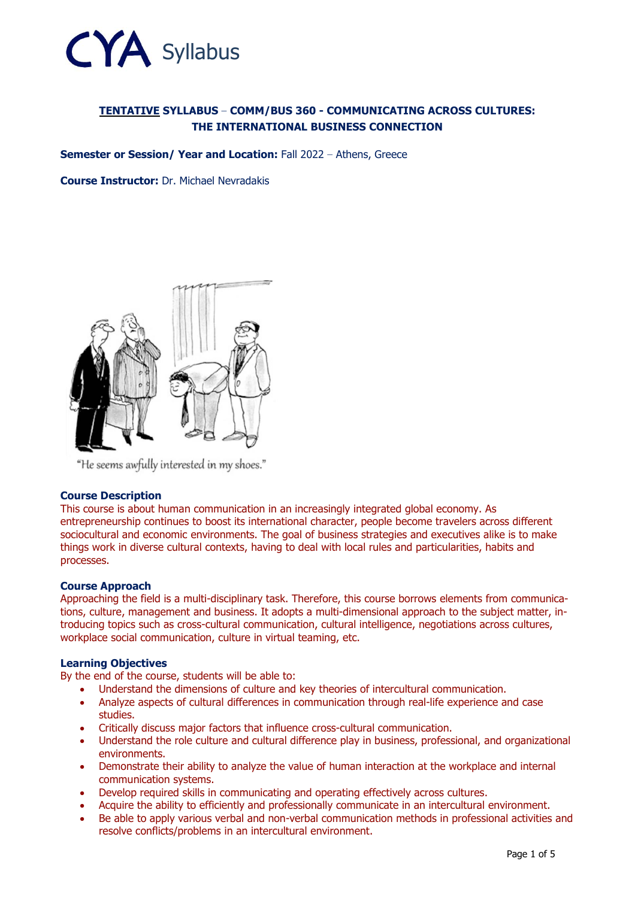CYA Syllabus

**TENTATIVE SYLLABUS – COMM/BUS 360 - COMMUNICATING ACROSS CULTURES: THE INTERNATIONAL BUSINESS CONNECTION**

**Semester or Session/ Year and Location:** Fall 2022 – Athens, Greece

**Course Instructor:** Dr. Michael Nevradakis

"He seems awfully interested in my shoes."

### Course Description

This course is about human communication in an increasingly integrated global economy. As entrepreneurship continues to boost its international character, people become travelers across different sociocultural and economic environments. The goal of business strategies and executives alike is to make things work in diverse cultural contexts, having to deal with local rules and particularities, habits and processes.

### Course Approach

Approaching the field is a multi-disciplinary task. Therefore, this course borrows elements from communications, culture, management and business. It adopts a multi-dimensional approach to the subject matter, introducing topics such as cross-cultural communication, cultural intelligence, negotiations across cultures, workplace social communication, culture in virtual teaming, etc.

### Learning Objectives

By the end of the course, students will be able to:

- Understand the dimensions of culture and key theories of intercultural communication.
- Analyze aspects of cultural differences in communication through real-life experience and case studies.
- Critically discuss major factors that influence cross-cultural communication.
- Understand the role culture and cultural difference play in business, professional, and organizational environments.
- Demonstrate their ability to analyze the value of human interaction at the workplace and internal communication systems.
- Develop required skills in communicating and operating effectively across cultures.
- Acquire the ability to efficiently and professionally communicate in an intercultural environment.
- Be able to apply various verbal and non-verbal communication methods in professional activities and resolve conflicts/problems in an intercultural environment.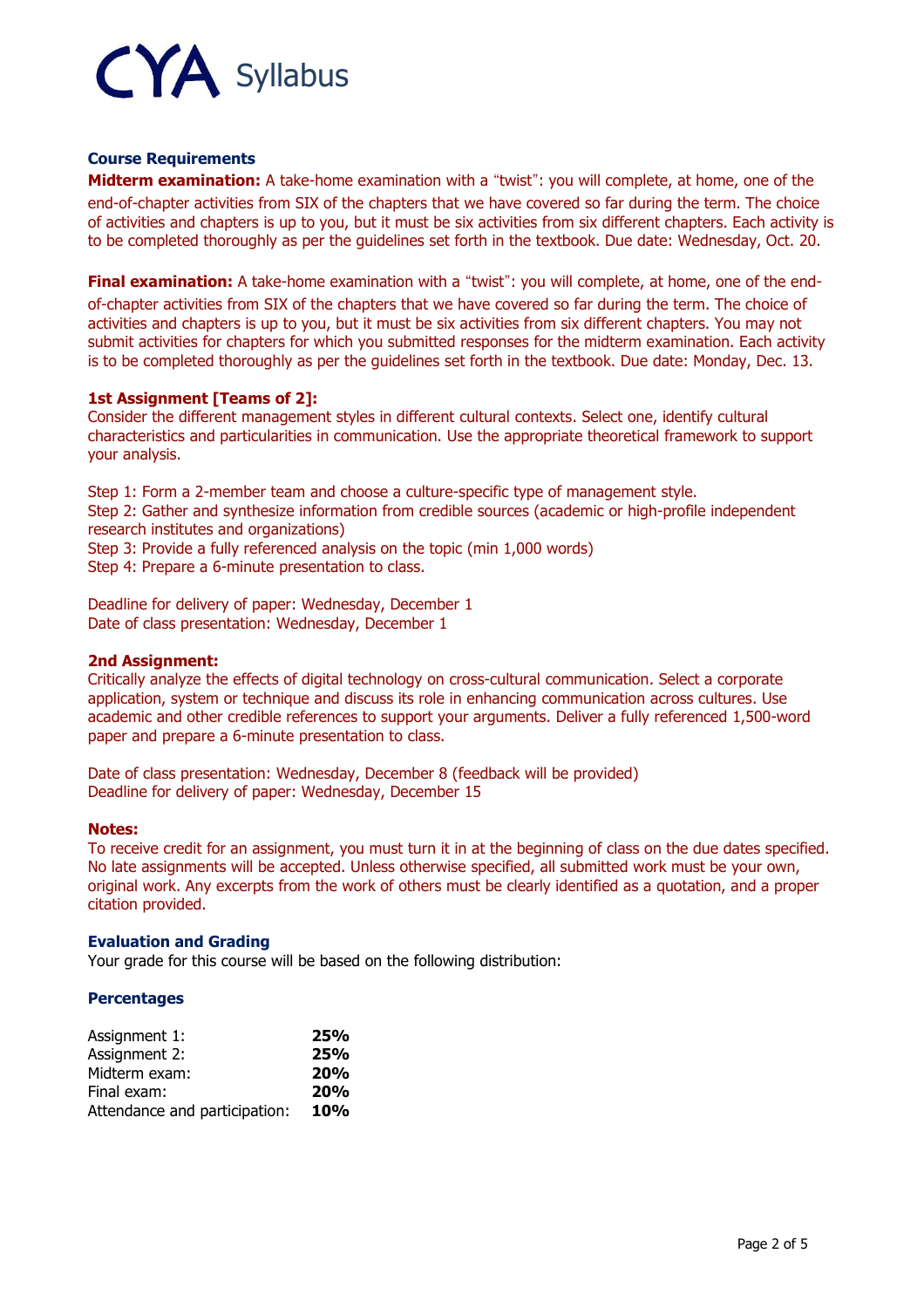## Course Requirements

**Midterm examination:** A take-home examination with a “twist”: you will complete, at home, one of the end-of-chapter activities from SIX of the chapters that we have covered so far during the term. The choice of activities and chapters is up to you, but it must be six activities from six different chapters. Each activity is to be completed thoroughly as per the guidelines set forth in the textbook. Due date: Wednesday, Oct. 20.

**Final examination:** A take-home examination with a “twist”: you will complete, at home, one of the end-of-chapter activities from SIX of the chapters that we have covered so far during the term. The choice of activities and chapters is up to you, but it must be six activities from six different chapters. You may not submit activities for chapters for which you submitted responses for the midterm examination. Each activity is to be completed thoroughly as per the guidelines set forth in the textbook. Due date: Monday, Dec. 13.

**1st Assignment [Teams of 2]:**

Consider the different management styles in different cultural contexts. Select one, identify cultural characteristics and particularities in communication. Use the appropriate theoretical framework to support your analysis.

Step 1: Form a 2-member team and choose a culture-specific type of management style.
Step 2: Gather and synthesize information from credible sources (academic or high-profile independent research institutes and organizations)
Step 3: Provide a fully referenced analysis on the topic (min 1,000 words)
Step 4: Prepare a 6-minute presentation to class.

Deadline for delivery of paper: Wednesday, December 1
Date of class presentation: Wednesday, December 1

**2nd Assignment:**

Critically analyze the effects of digital technology on cross-cultural communication. Select a corporate application, system or technique and discuss its role in enhancing communication across cultures. Use academic and other credible references to support your arguments. Deliver a fully referenced 1,500-word paper and prepare a 6-minute presentation to class.

Date of class presentation: Wednesday, December 8 (feedback will be provided)
Deadline for delivery of paper: Wednesday, December 15

**Notes:**

To receive credit for an assignment, you must turn it in at the beginning of class on the due dates specified. No late assignments will be accepted. Unless otherwise specified, all submitted work must be your own, original work. Any excerpts from the work of others must be clearly identified as a quotation, and a proper citation provided.

## Evaluation and Grading

Your grade for this course will be based on the following distribution:

### Percentages

| | |
|---|---|
| Assignment 1: | **25%** |
| Assignment 2: | **25%** |
| Midterm exam: | **20%** |
| Final exam: | **20%** |
| Attendance and participation: | **10%** |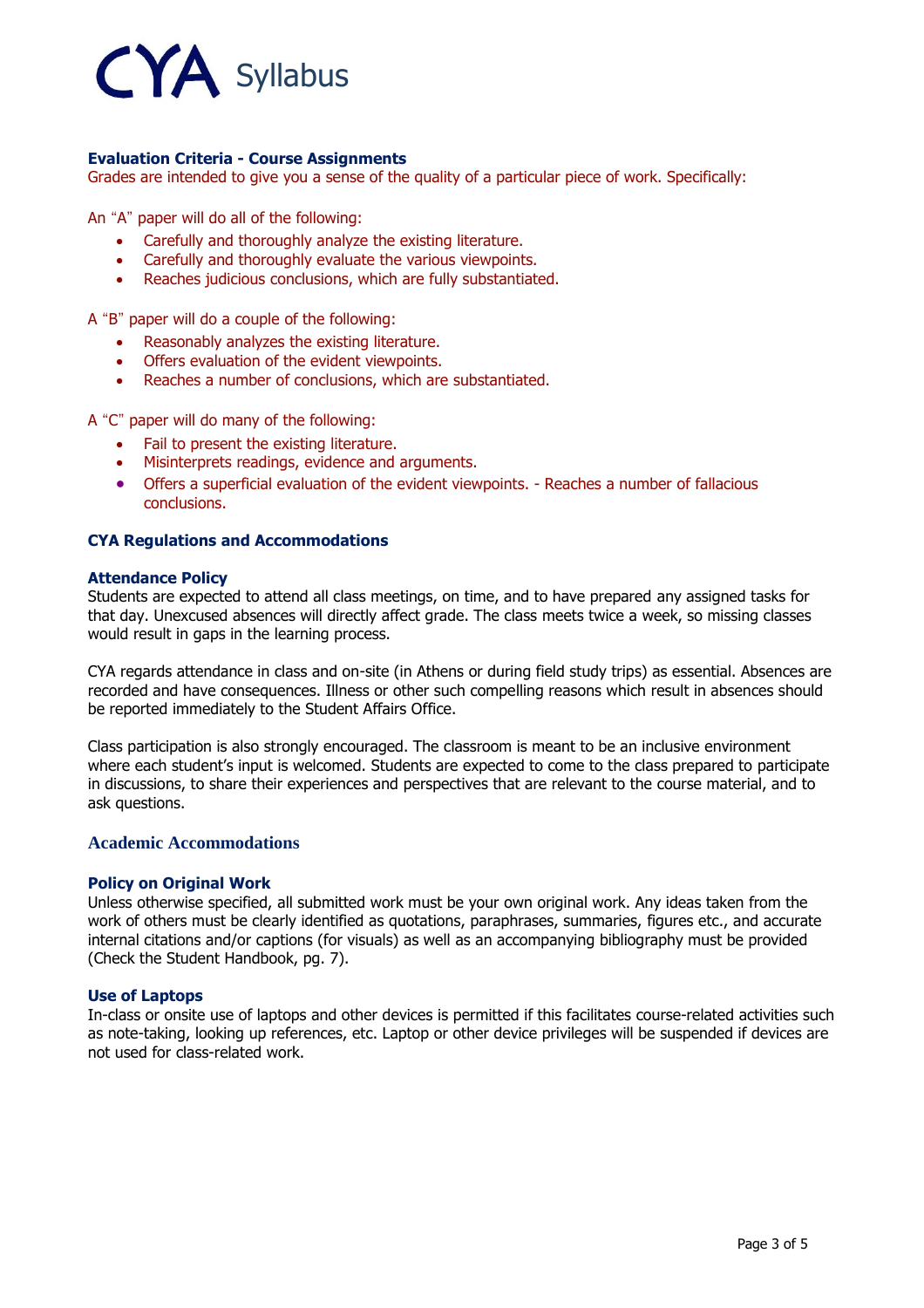### Evaluation Criteria - Course Assignments

Grades are intended to give you a sense of the quality of a particular piece of work. Specifically:

An "A" paper will do all of the following:

- Carefully and thoroughly analyze the existing literature.
- Carefully and thoroughly evaluate the various viewpoints.
- Reaches judicious conclusions, which are fully substantiated.

A "B" paper will do a couple of the following:

- Reasonably analyzes the existing literature.
- Offers evaluation of the evident viewpoints.
- Reaches a number of conclusions, which are substantiated.

A "C" paper will do many of the following:

- Fail to present the existing literature.
- Misinterprets readings, evidence and arguments.
- Offers a superficial evaluation of the evident viewpoints. - Reaches a number of fallacious conclusions.

### CYA Regulations and Accommodations

#### Attendance Policy

Students are expected to attend all class meetings, on time, and to have prepared any assigned tasks for that day. Unexcused absences will directly affect grade. The class meets twice a week, so missing classes would result in gaps in the learning process.

CYA regards attendance in class and on-site (in Athens or during field study trips) as essential. Absences are recorded and have consequences. Illness or other such compelling reasons which result in absences should be reported immediately to the Student Affairs Office.

Class participation is also strongly encouraged. The classroom is meant to be an inclusive environment where each student's input is welcomed. Students are expected to come to the class prepared to participate in discussions, to share their experiences and perspectives that are relevant to the course material, and to ask questions.

### Academic Accommodations

#### Policy on Original Work

Unless otherwise specified, all submitted work must be your own original work. Any ideas taken from the work of others must be clearly identified as quotations, paraphrases, summaries, figures etc., and accurate internal citations and/or captions (for visuals) as well as an accompanying bibliography must be provided (Check the Student Handbook, pg. 7).

#### Use of Laptops

In-class or onsite use of laptops and other devices is permitted if this facilitates course-related activities such as note-taking, looking up references, etc. Laptop or other device privileges will be suspended if devices are not used for class-related work.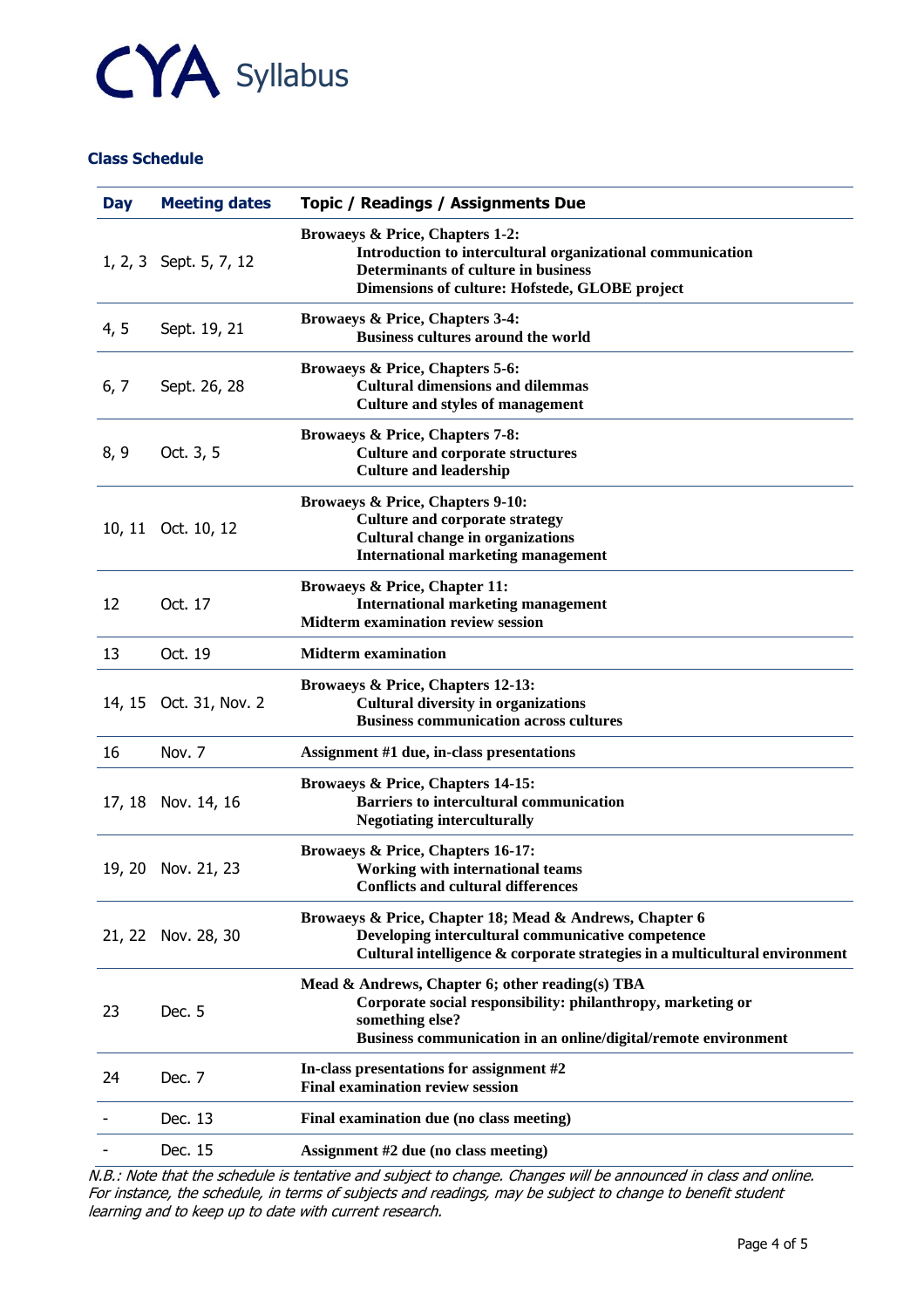### Class Schedule

| Day | Meeting dates | Topic / Readings / Assignments Due |
|---|---|---|
| 1, 2, 3 | Sept. 5, 7, 12 | **Browaeys & Price, Chapters 1-2:**<br>**Introduction to intercultural organizational communication**<br>**Determinants of culture in business**<br>**Dimensions of culture: Hofstede, GLOBE project** |
| 4, 5 | Sept. 19, 21 | **Browaeys & Price, Chapters 3-4:**<br>**Business cultures around the world** |
| 6, 7 | Sept. 26, 28 | **Browaeys & Price, Chapters 5-6:**<br>**Cultural dimensions and dilemmas**<br>**Culture and styles of management** |
| 8, 9 | Oct. 3, 5 | **Browaeys & Price, Chapters 7-8:**<br>**Culture and corporate structures**<br>**Culture and leadership** |
| 10, 11 | Oct. 10, 12 | **Browaeys & Price, Chapters 9-10:**<br>**Culture and corporate strategy**<br>**Cultural change in organizations**<br>**International marketing management** |
| 12 | Oct. 17 | **Browaeys & Price, Chapter 11:**<br>**International marketing management**<br>**Midterm examination review session** |
| 13 | Oct. 19 | **Midterm examination** |
| 14, 15 | Oct. 31, Nov. 2 | **Browaeys & Price, Chapters 12-13:**<br>**Cultural diversity in organizations**<br>**Business communication across cultures** |
| 16 | Nov. 7 | **Assignment #1 due, in-class presentations** |
| 17, 18 | Nov. 14, 16 | **Browaeys & Price, Chapters 14-15:**<br>**Barriers to intercultural communication**<br>**Negotiating interculturally** |
| 19, 20 | Nov. 21, 23 | **Browaeys & Price, Chapters 16-17:**<br>**Working with international teams**<br>**Conflicts and cultural differences** |
| 21, 22 | Nov. 28, 30 | **Browaeys & Price, Chapter 18; Mead & Andrews, Chapter 6**<br>**Developing intercultural communicative competence**<br>**Cultural intelligence & corporate strategies in a multicultural environment** |
| 23 | Dec. 5 | **Mead & Andrews, Chapter 6; other reading(s) TBA**<br>**Corporate social responsibility: philanthropy, marketing or something else?**<br>**Business communication in an online/digital/remote environment** |
| 24 | Dec. 7 | **In-class presentations for assignment #2**<br>**Final examination review session** |
| - | Dec. 13 | **Final examination due (no class meeting)** |
| - | Dec. 15 | **Assignment #2 due (no class meeting)** |

*N.B.: Note that the schedule is tentative and subject to change. Changes will be announced in class and online. For instance, the schedule, in terms of subjects and readings, may be subject to change to benefit student learning and to keep up to date with current research.*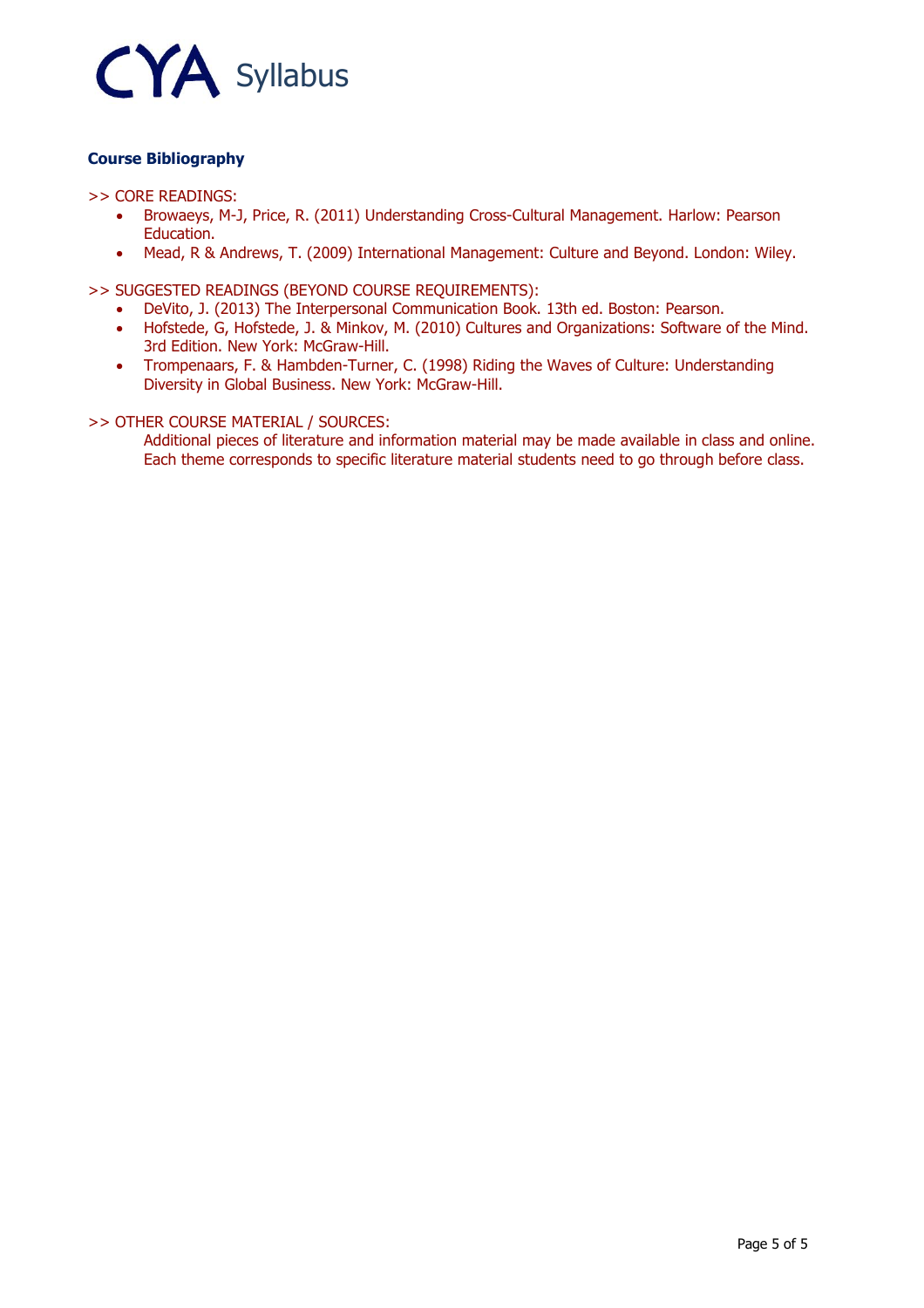### Course Bibliography

>> CORE READINGS:

- Browaeys, M-J, Price, R. (2011) Understanding Cross-Cultural Management. Harlow: Pearson Education.
- Mead, R & Andrews, T. (2009) International Management: Culture and Beyond. London: Wiley.

>> SUGGESTED READINGS (BEYOND COURSE REQUIREMENTS):

- DeVito, J. (2013) The Interpersonal Communication Book. 13th ed. Boston: Pearson.
- Hofstede, G, Hofstede, J. & Minkov, M. (2010) Cultures and Organizations: Software of the Mind. 3rd Edition. New York: McGraw-Hill.
- Trompenaars, F. & Hambden-Turner, C. (1998) Riding the Waves of Culture: Understanding Diversity in Global Business. New York: McGraw-Hill.

>> OTHER COURSE MATERIAL / SOURCES:

Additional pieces of literature and information material may be made available in class and online. Each theme corresponds to specific literature material students need to go through before class.